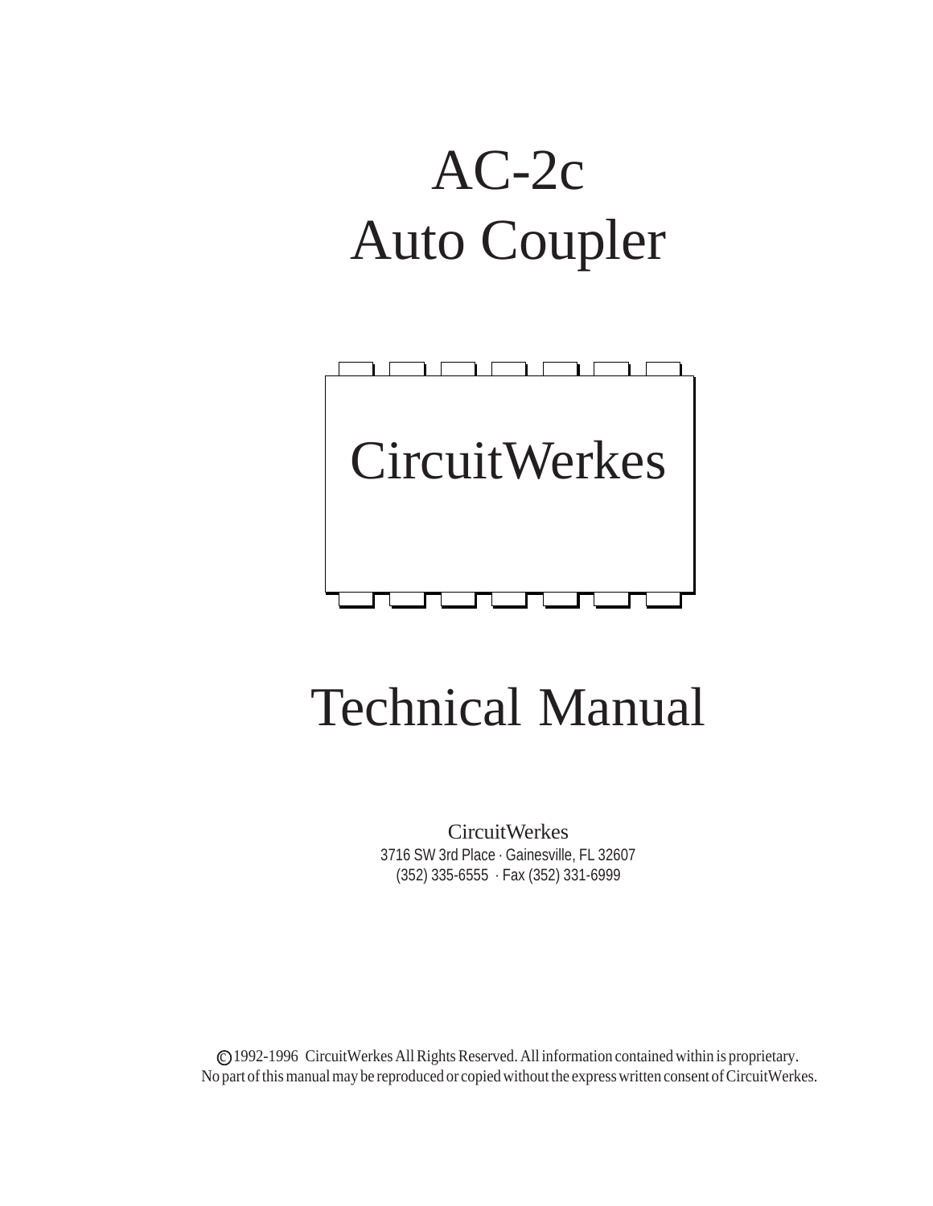# AC-2c
# Auto Coupler

CircuitWerkes

# Technical Manual

CircuitWerkes
3716 SW 3rd Place · Gainesville, FL 32607
(352) 335-6555 · Fax (352) 331-6999

© 1992-1996 CircuitWerkes All Rights Reserved. All information contained within is proprietary.
No part of this manual may be reproduced or copied without the express written consent of CircuitWerkes.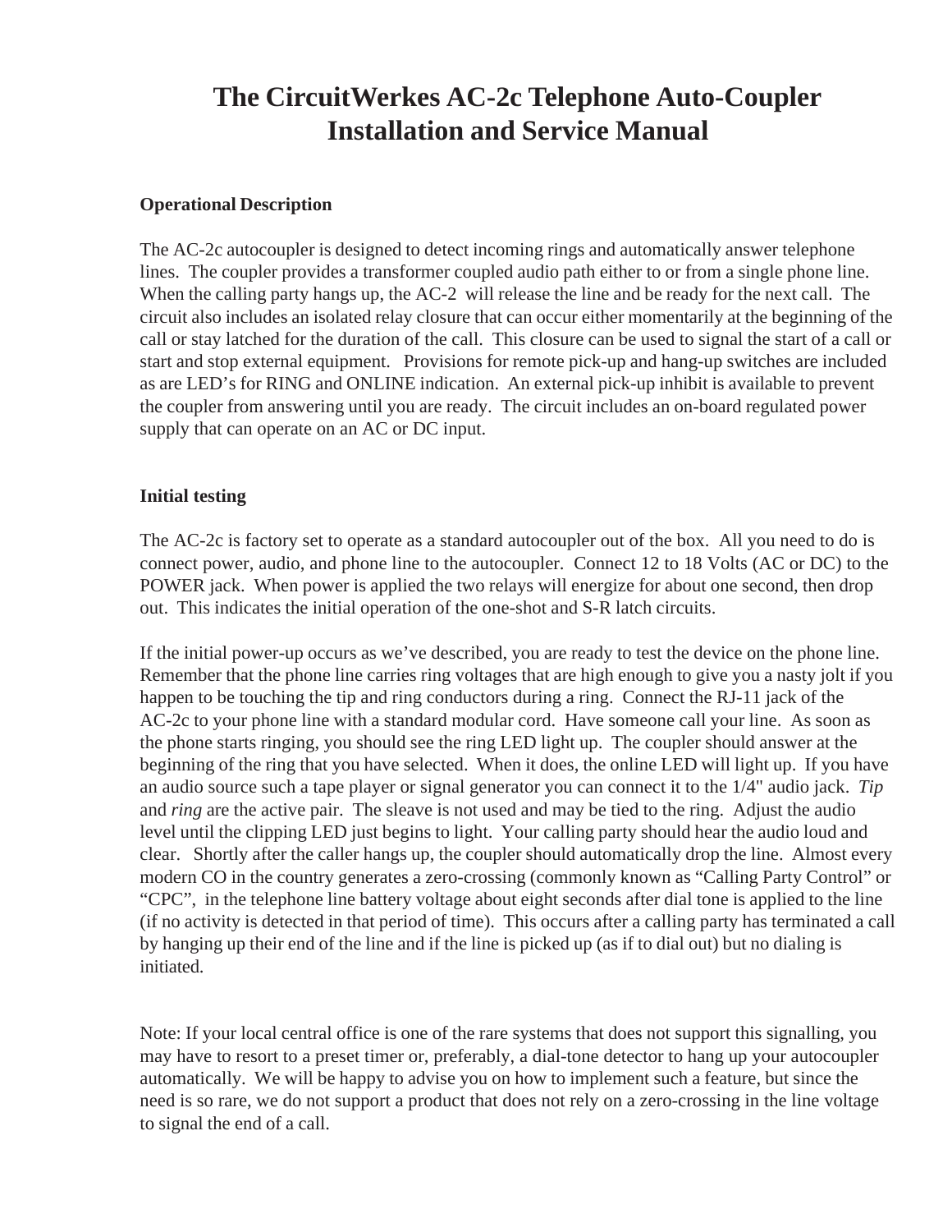# The CircuitWerkes AC-2c Telephone Auto-Coupler Installation and Service Manual

### Operational Description

The AC-2c autocoupler is designed to detect incoming rings and automatically answer telephone lines. The coupler provides a transformer coupled audio path either to or from a single phone line. When the calling party hangs up, the AC-2 will release the line and be ready for the next call. The circuit also includes an isolated relay closure that can occur either momentarily at the beginning of the call or stay latched for the duration of the call. This closure can be used to signal the start of a call or start and stop external equipment. Provisions for remote pick-up and hang-up switches are included as are LED's for RING and ONLINE indication. An external pick-up inhibit is available to prevent the coupler from answering until you are ready. The circuit includes an on-board regulated power supply that can operate on an AC or DC input.

### Initial testing

The AC-2c is factory set to operate as a standard autocoupler out of the box. All you need to do is connect power, audio, and phone line to the autocoupler. Connect 12 to 18 Volts (AC or DC) to the POWER jack. When power is applied the two relays will energize for about one second, then drop out. This indicates the initial operation of the one-shot and S-R latch circuits.

If the initial power-up occurs as we've described, you are ready to test the device on the phone line. Remember that the phone line carries ring voltages that are high enough to give you a nasty jolt if you happen to be touching the tip and ring conductors during a ring. Connect the RJ-11 jack of the AC-2c to your phone line with a standard modular cord. Have someone call your line. As soon as the phone starts ringing, you should see the ring LED light up. The coupler should answer at the beginning of the ring that you have selected. When it does, the online LED will light up. If you have an audio source such a tape player or signal generator you can connect it to the 1/4" audio jack. *Tip* and *ring* are the active pair. The sleave is not used and may be tied to the ring. Adjust the audio level until the clipping LED just begins to light. Your calling party should hear the audio loud and clear. Shortly after the caller hangs up, the coupler should automatically drop the line. Almost every modern CO in the country generates a zero-crossing (commonly known as "Calling Party Control" or "CPC", in the telephone line battery voltage about eight seconds after dial tone is applied to the line (if no activity is detected in that period of time). This occurs after a calling party has terminated a call by hanging up their end of the line and if the line is picked up (as if to dial out) but no dialing is initiated.

Note: If your local central office is one of the rare systems that does not support this signalling, you may have to resort to a preset timer or, preferably, a dial-tone detector to hang up your autocoupler automatically. We will be happy to advise you on how to implement such a feature, but since the need is so rare, we do not support a product that does not rely on a zero-crossing in the line voltage to signal the end of a call.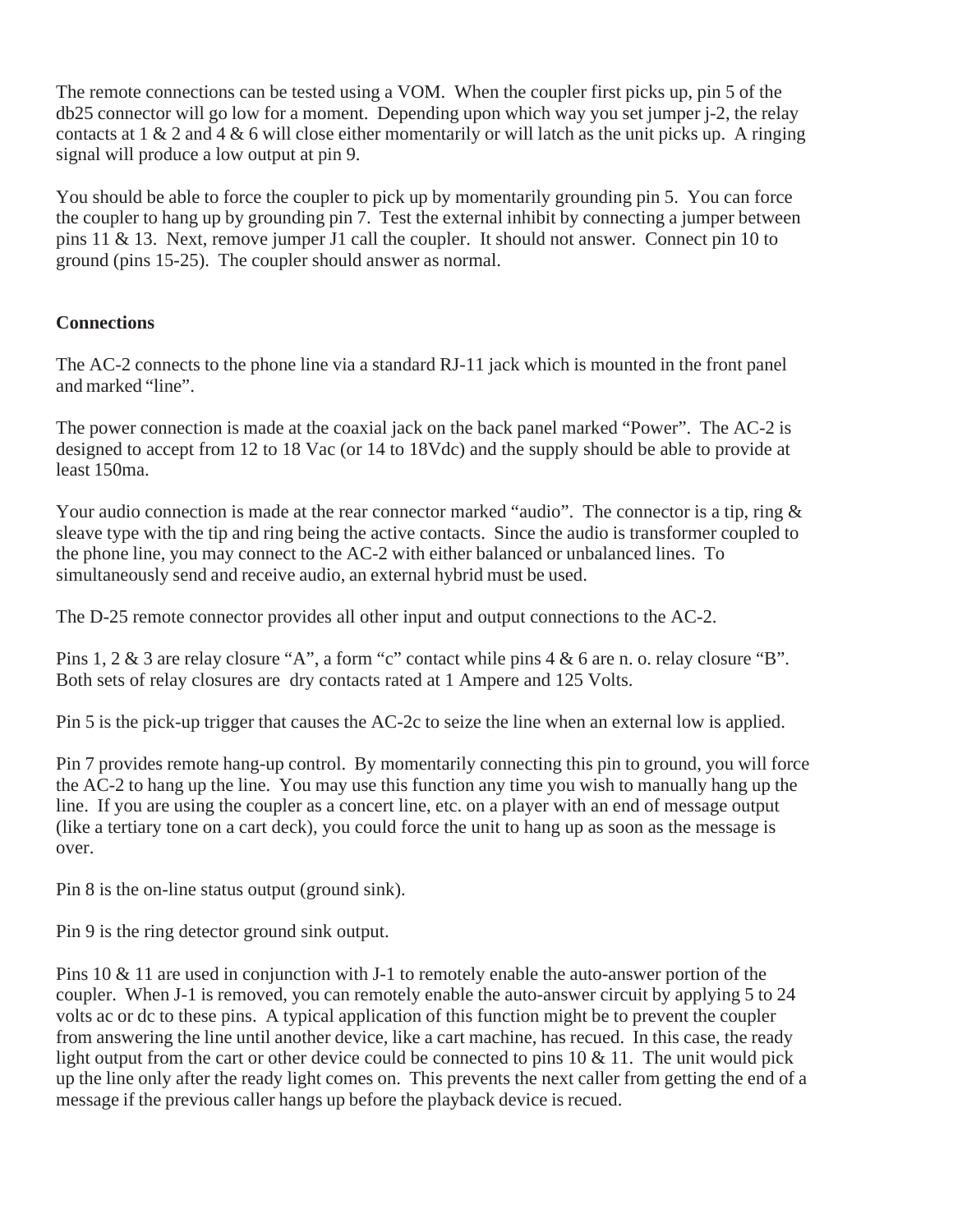The remote connections can be tested using a VOM. When the coupler first picks up, pin 5 of the db25 connector will go low for a moment. Depending upon which way you set jumper j-2, the relay contacts at 1 & 2 and 4 & 6 will close either momentarily or will latch as the unit picks up. A ringing signal will produce a low output at pin 9.

You should be able to force the coupler to pick up by momentarily grounding pin 5. You can force the coupler to hang up by grounding pin 7. Test the external inhibit by connecting a jumper between pins 11 & 13. Next, remove jumper J1 call the coupler. It should not answer. Connect pin 10 to ground (pins 15-25). The coupler should answer as normal.

**Connections**

The AC-2 connects to the phone line via a standard RJ-11 jack which is mounted in the front panel and marked "line".

The power connection is made at the coaxial jack on the back panel marked "Power". The AC-2 is designed to accept from 12 to 18 Vac (or 14 to 18Vdc) and the supply should be able to provide at least 150ma.

Your audio connection is made at the rear connector marked "audio". The connector is a tip, ring & sleave type with the tip and ring being the active contacts. Since the audio is transformer coupled to the phone line, you may connect to the AC-2 with either balanced or unbalanced lines. To simultaneously send and receive audio, an external hybrid must be used.

The D-25 remote connector provides all other input and output connections to the AC-2.

Pins 1, 2 & 3 are relay closure "A", a form "c" contact while pins 4 & 6 are n. o. relay closure "B". Both sets of relay closures are dry contacts rated at 1 Ampere and 125 Volts.

Pin 5 is the pick-up trigger that causes the AC-2c to seize the line when an external low is applied.

Pin 7 provides remote hang-up control. By momentarily connecting this pin to ground, you will force the AC-2 to hang up the line. You may use this function any time you wish to manually hang up the line. If you are using the coupler as a concert line, etc. on a player with an end of message output (like a tertiary tone on a cart deck), you could force the unit to hang up as soon as the message is over.

Pin 8 is the on-line status output (ground sink).

Pin 9 is the ring detector ground sink output.

Pins 10 & 11 are used in conjunction with J-1 to remotely enable the auto-answer portion of the coupler. When J-1 is removed, you can remotely enable the auto-answer circuit by applying 5 to 24 volts ac or dc to these pins. A typical application of this function might be to prevent the coupler from answering the line until another device, like a cart machine, has recued. In this case, the ready light output from the cart or other device could be connected to pins 10 & 11. The unit would pick up the line only after the ready light comes on. This prevents the next caller from getting the end of a message if the previous caller hangs up before the playback device is recued.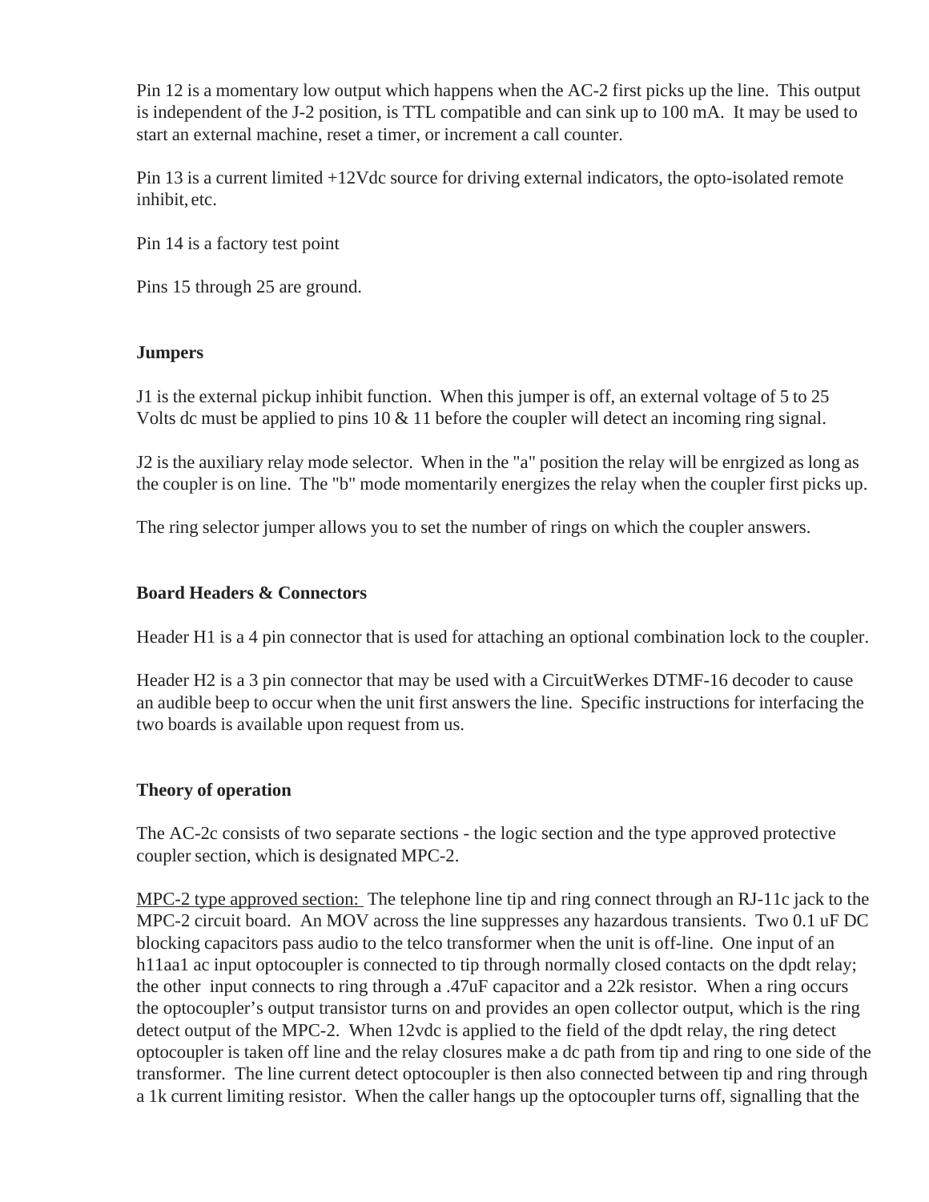Pin 12 is a momentary low output which happens when the AC-2 first picks up the line. This output is independent of the J-2 position, is TTL compatible and can sink up to 100 mA. It may be used to start an external machine, reset a timer, or increment a call counter.

Pin 13 is a current limited +12Vdc source for driving external indicators, the opto-isolated remote inhibit, etc.

Pin 14 is a factory test point

Pins 15 through 25 are ground.

**Jumpers**

J1 is the external pickup inhibit function. When this jumper is off, an external voltage of 5 to 25 Volts dc must be applied to pins 10 & 11 before the coupler will detect an incoming ring signal.

J2 is the auxiliary relay mode selector. When in the "a" position the relay will be enrgized as long as the coupler is on line. The "b" mode momentarily energizes the relay when the coupler first picks up.

The ring selector jumper allows you to set the number of rings on which the coupler answers.

**Board Headers & Connectors**

Header H1 is a 4 pin connector that is used for attaching an optional combination lock to the coupler.

Header H2 is a 3 pin connector that may be used with a CircuitWerkes DTMF-16 decoder to cause an audible beep to occur when the unit first answers the line. Specific instructions for interfacing the two boards is available upon request from us.

**Theory of operation**

The AC-2c consists of two separate sections - the logic section and the type approved protective coupler section, which is designated MPC-2.

<u>MPC-2 type approved section:</u> The telephone line tip and ring connect through an RJ-11c jack to the MPC-2 circuit board. An MOV across the line suppresses any hazardous transients. Two 0.1 uF DC blocking capacitors pass audio to the telco transformer when the unit is off-line. One input of an h11aa1 ac input optocoupler is connected to tip through normally closed contacts on the dpdt relay; the other input connects to ring through a .47uF capacitor and a 22k resistor. When a ring occurs the optocoupler's output transistor turns on and provides an open collector output, which is the ring detect output of the MPC-2. When 12vdc is applied to the field of the dpdt relay, the ring detect optocoupler is taken off line and the relay closures make a dc path from tip and ring to one side of the transformer. The line current detect optocoupler is then also connected between tip and ring through a 1k current limiting resistor. When the caller hangs up the optocoupler turns off, signalling that the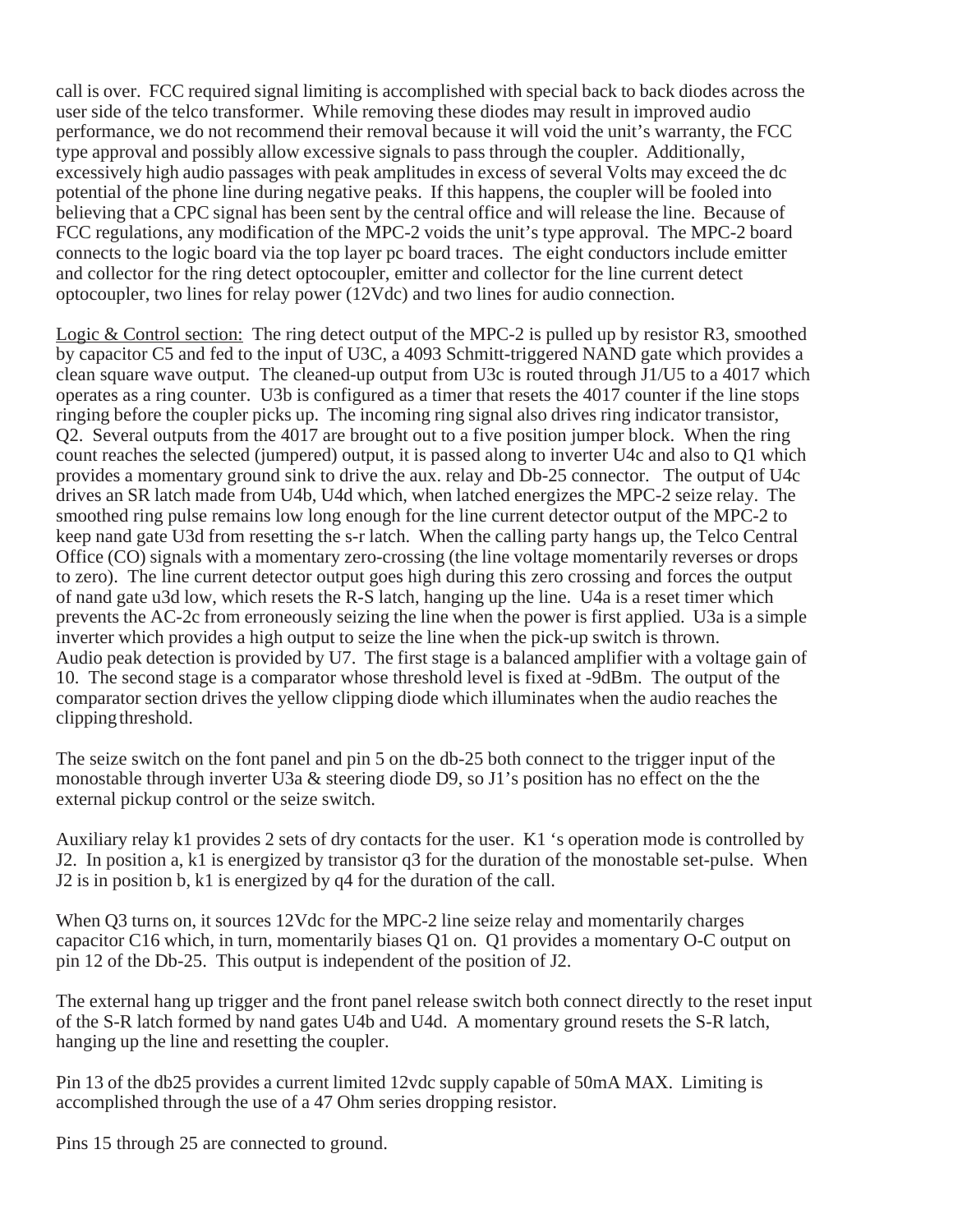call is over. FCC required signal limiting is accomplished with special back to back diodes across the user side of the telco transformer. While removing these diodes may result in improved audio performance, we do not recommend their removal because it will void the unit's warranty, the FCC type approval and possibly allow excessive signals to pass through the coupler. Additionally, excessively high audio passages with peak amplitudes in excess of several Volts may exceed the dc potential of the phone line during negative peaks. If this happens, the coupler will be fooled into believing that a CPC signal has been sent by the central office and will release the line. Because of FCC regulations, any modification of the MPC-2 voids the unit's type approval. The MPC-2 board connects to the logic board via the top layer pc board traces. The eight conductors include emitter and collector for the ring detect optocoupler, emitter and collector for the line current detect optocoupler, two lines for relay power (12Vdc) and two lines for audio connection.

<u>Logic & Control section:</u> The ring detect output of the MPC-2 is pulled up by resistor R3, smoothed by capacitor C5 and fed to the input of U3C, a 4093 Schmitt-triggered NAND gate which provides a clean square wave output. The cleaned-up output from U3c is routed through J1/U5 to a 4017 which operates as a ring counter. U3b is configured as a timer that resets the 4017 counter if the line stops ringing before the coupler picks up. The incoming ring signal also drives ring indicator transistor, Q2. Several outputs from the 4017 are brought out to a five position jumper block. When the ring count reaches the selected (jumpered) output, it is passed along to inverter U4c and also to Q1 which provides a momentary ground sink to drive the aux. relay and Db-25 connector. The output of U4c drives an SR latch made from U4b, U4d which, when latched energizes the MPC-2 seize relay. The smoothed ring pulse remains low long enough for the line current detector output of the MPC-2 to keep nand gate U3d from resetting the s-r latch. When the calling party hangs up, the Telco Central Office (CO) signals with a momentary zero-crossing (the line voltage momentarily reverses or drops to zero). The line current detector output goes high during this zero crossing and forces the output of nand gate u3d low, which resets the R-S latch, hanging up the line. U4a is a reset timer which prevents the AC-2c from erroneously seizing the line when the power is first applied. U3a is a simple inverter which provides a high output to seize the line when the pick-up switch is thrown.
Audio peak detection is provided by U7. The first stage is a balanced amplifier with a voltage gain of 10. The second stage is a comparator whose threshold level is fixed at -9dBm. The output of the comparator section drives the yellow clipping diode which illuminates when the audio reaches the clipping threshold.

The seize switch on the font panel and pin 5 on the db-25 both connect to the trigger input of the monostable through inverter U3a & steering diode D9, so J1's position has no effect on the the external pickup control or the seize switch.

Auxiliary relay k1 provides 2 sets of dry contacts for the user. K1 's operation mode is controlled by J2. In position a, k1 is energized by transistor q3 for the duration of the monostable set-pulse. When J2 is in position b, k1 is energized by q4 for the duration of the call.

When Q3 turns on, it sources 12Vdc for the MPC-2 line seize relay and momentarily charges capacitor C16 which, in turn, momentarily biases Q1 on. Q1 provides a momentary O-C output on pin 12 of the Db-25. This output is independent of the position of J2.

The external hang up trigger and the front panel release switch both connect directly to the reset input of the S-R latch formed by nand gates U4b and U4d. A momentary ground resets the S-R latch, hanging up the line and resetting the coupler.

Pin 13 of the db25 provides a current limited 12vdc supply capable of 50mA MAX. Limiting is accomplished through the use of a 47 Ohm series dropping resistor.

Pins 15 through 25 are connected to ground.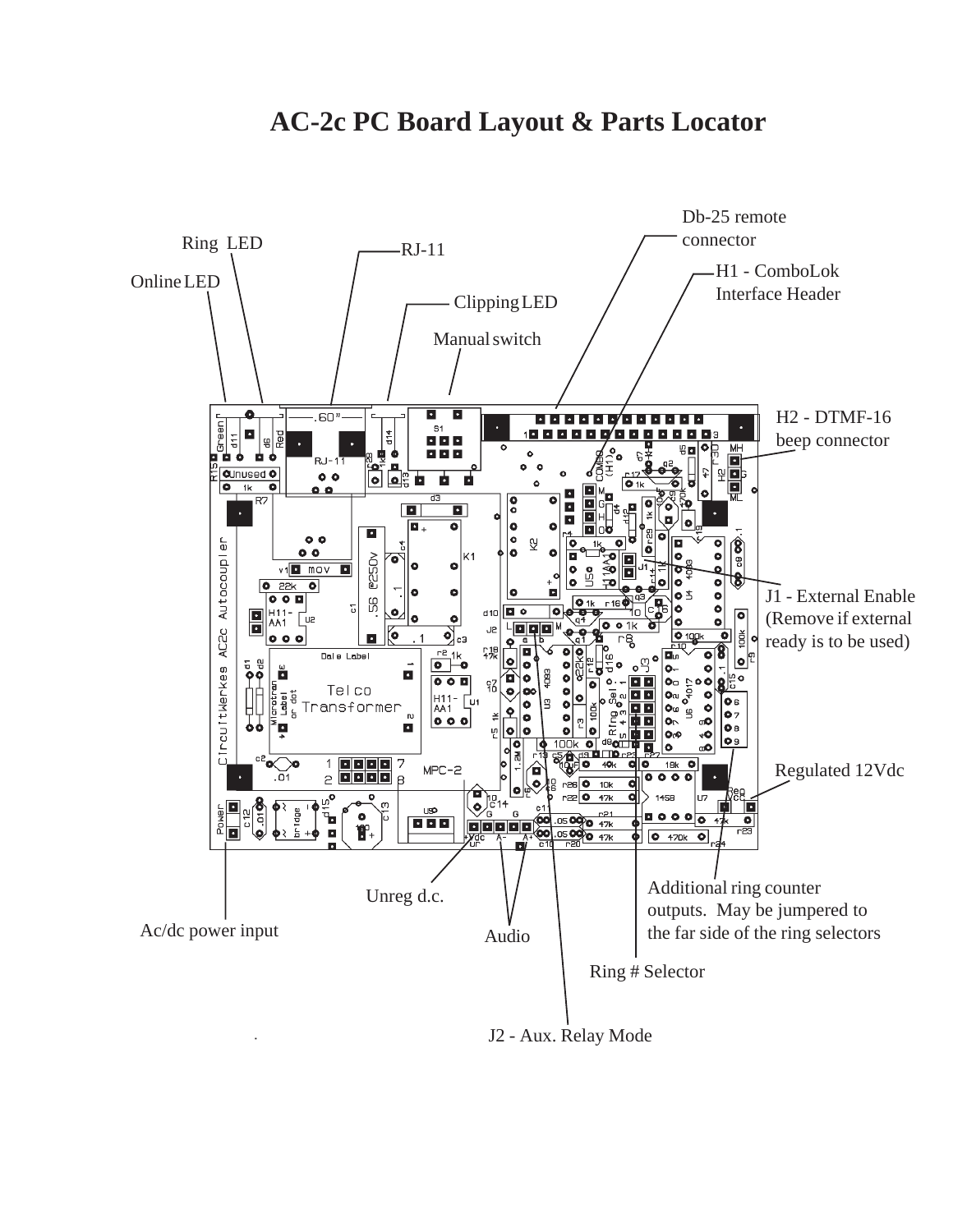# AC-2c PC Board Layout & Parts Locator

Ring LED

Online LED

RJ-11

Clipping LED

Manual switch

Db-25 remote connector

H1 - ComboLok Interface Header

H2 - DTMF-16 beep connector

J1 - External Enable (Remove if external ready is to be used)

Regulated 12Vdc

Additional ring counter outputs. May be jumpered to the far side of the ring selectors

Unreg d.c.

Ac/dc power input

Audio

Ring # Selector

J2 - Aux. Relay Mode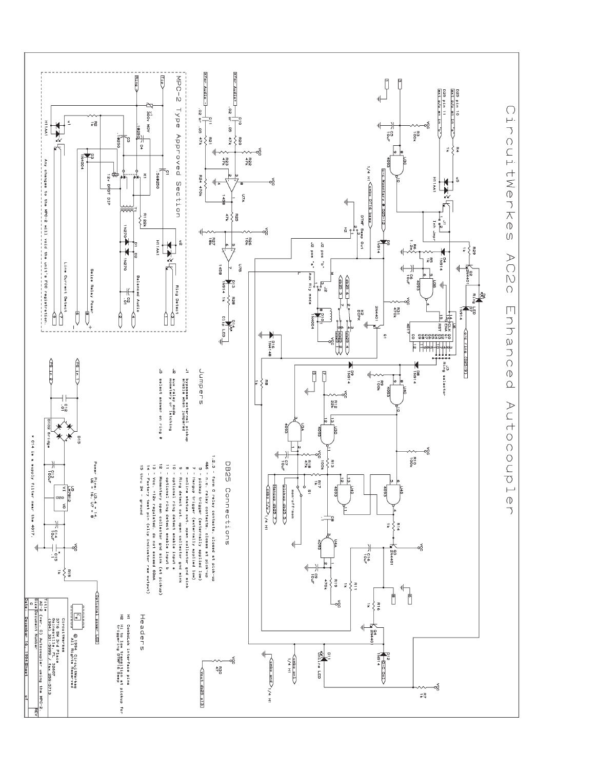# CircuitWerkes AC2c Enhanced Autocoupler

## MPC-2 Type Approved Section

Any changes to the MPC-2 will void the unit's FCC registration.

## Jumpers

J1 bypasses external pickup enable when jumpered

J2 aux relay mode momentary or latching

J3 select answer on ring #

## DB25 Connections

1,2,3 - form C relay contacts, closed at pick-up

4&6 - n.o. relay contacts, closes at pick-up

5 - pickup trigger (externally applied low)

7 - hangup trigger (externally applied low)

8 - online status out, open collector gnd sink

9 - Ring detect out, open collector gnd sink

10 - optional ring detect enable input a

11 - optional ring detect enable input b

12 - Momentary open collector gnd sink (at pickup)

13 - Vcc, +12v regulated, do not exceed 60mA

14 - Factory test pin (clip indicator raw output)

15 thru 24 - ground

## Headers

H1 ComboLock interface pins

H2 H1 to H1 connection at pickup for triggering DTMF16 Beep

Power Pins: U3,4 = 14, U6 = 16, U7 = 8

* C14 is a supply filter near the 4017.

© 1994 CircuitWerkes All Rights Reserved

CircuitWerkes
3716 SW 3rd Place
Gainesville, FL 32607
(904) 331-5999 / fax 380-0230

Title: AC-2 (ver. C) Autocoupler using the MPC-2

Size: C | Document Number | REV

Date: December 16, 1994 | Sheet of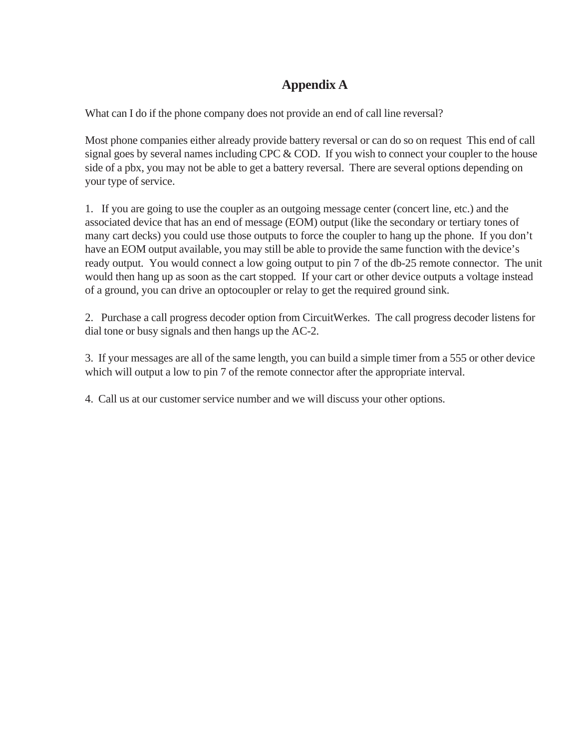# Appendix A

What can I do if the phone company does not provide an end of call line reversal?

Most phone companies either already provide battery reversal or can do so on request  This end of call signal goes by several names including CPC & COD.  If you wish to connect your coupler to the house side of a pbx, you may not be able to get a battery reversal.  There are several options depending on your type of service.

1.   If you are going to use the coupler as an outgoing message center (concert line, etc.) and the associated device that has an end of message (EOM) output (like the secondary or tertiary tones of many cart decks) you could use those outputs to force the coupler to hang up the phone.  If you don't have an EOM output available, you may still be able to provide the same function with the device's ready output.  You would connect a low going output to pin 7 of the db-25 remote connector.  The unit would then hang up as soon as the cart stopped.  If your cart or other device outputs a voltage instead of a ground, you can drive an optocoupler or relay to get the required ground sink.

2.   Purchase a call progress decoder option from CircuitWerkes.  The call progress decoder listens for dial tone or busy signals and then hangs up the AC-2.

3.  If your messages are all of the same length, you can build a simple timer from a 555 or other device which will output a low to pin 7 of the remote connector after the appropriate interval.

4.  Call us at our customer service number and we will discuss your other options.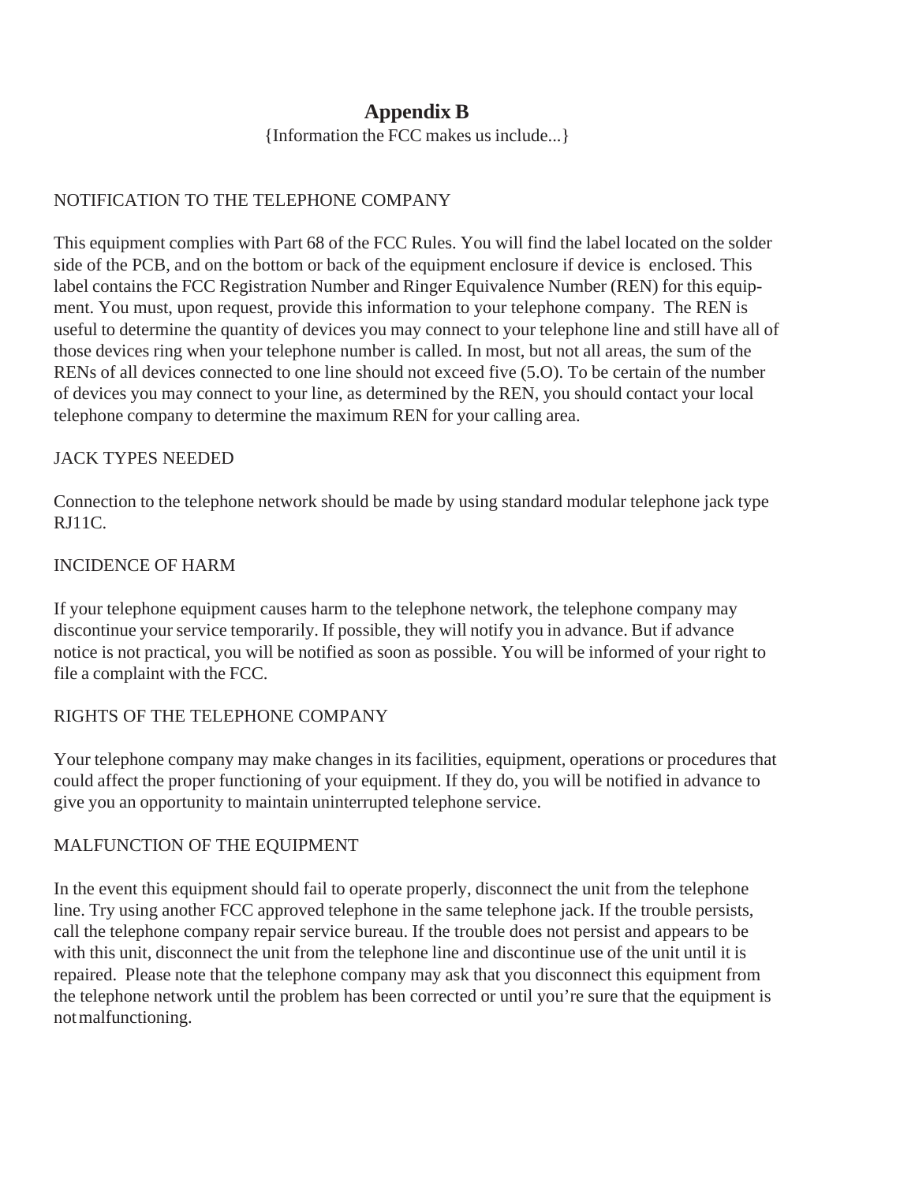# Appendix B

{Information the FCC makes us include...}

## NOTIFICATION TO THE TELEPHONE COMPANY

This equipment complies with Part 68 of the FCC Rules. You will find the label located on the solder side of the PCB, and on the bottom or back of the equipment enclosure if device is enclosed. This label contains the FCC Registration Number and Ringer Equivalence Number (REN) for this equipment. You must, upon request, provide this information to your telephone company. The REN is useful to determine the quantity of devices you may connect to your telephone line and still have all of those devices ring when your telephone number is called. In most, but not all areas, the sum of the RENs of all devices connected to one line should not exceed five (5.O). To be certain of the number of devices you may connect to your line, as determined by the REN, you should contact your local telephone company to determine the maximum REN for your calling area.

## JACK TYPES NEEDED

Connection to the telephone network should be made by using standard modular telephone jack type RJ11C.

## INCIDENCE OF HARM

If your telephone equipment causes harm to the telephone network, the telephone company may discontinue your service temporarily. If possible, they will notify you in advance. But if advance notice is not practical, you will be notified as soon as possible. You will be informed of your right to file a complaint with the FCC.

## RIGHTS OF THE TELEPHONE COMPANY

Your telephone company may make changes in its facilities, equipment, operations or procedures that could affect the proper functioning of your equipment. If they do, you will be notified in advance to give you an opportunity to maintain uninterrupted telephone service.

## MALFUNCTION OF THE EQUIPMENT

In the event this equipment should fail to operate properly, disconnect the unit from the telephone line. Try using another FCC approved telephone in the same telephone jack. If the trouble persists, call the telephone company repair service bureau. If the trouble does not persist and appears to be with this unit, disconnect the unit from the telephone line and discontinue use of the unit until it is repaired. Please note that the telephone company may ask that you disconnect this equipment from the telephone network until the problem has been corrected or until you're sure that the equipment is not malfunctioning.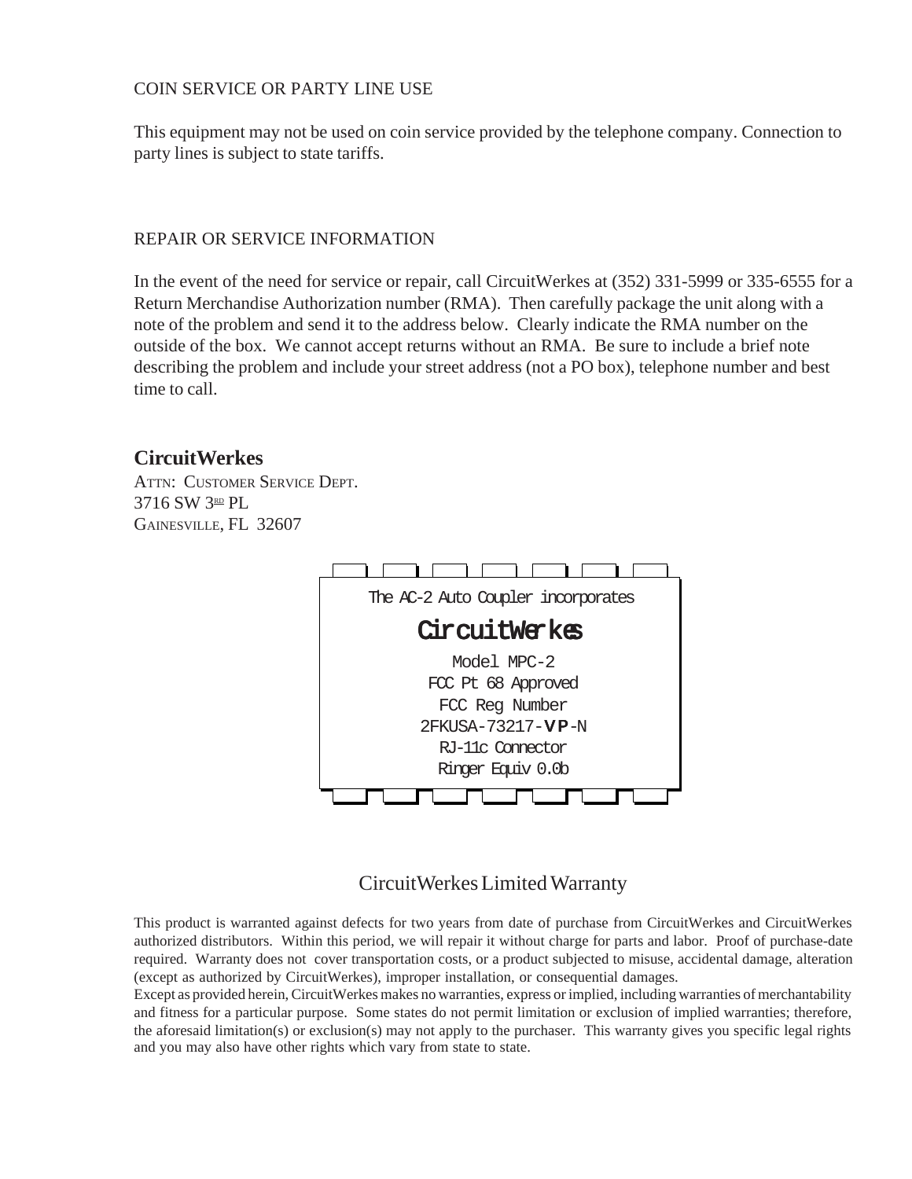COIN SERVICE OR PARTY LINE USE

This equipment may not be used on coin service provided by the telephone company. Connection to party lines is subject to state tariffs.

REPAIR OR SERVICE INFORMATION

In the event of the need for service or repair, call CircuitWerkes at (352) 331-5999 or 335-6555 for a Return Merchandise Authorization number (RMA). Then carefully package the unit along with a note of the problem and send it to the address below. Clearly indicate the RMA number on the outside of the box. We cannot accept returns without an RMA. Be sure to include a brief note describing the problem and include your street address (not a PO box), telephone number and best time to call.

**CircuitWerkes**
ATTN: CUSTOMER SERVICE DEPT.
3716 SW 3RD PL
GAINESVILLE, FL 32607

The AC-2 Auto Coupler incorporates

**CircuitWerkes**

Model MPC-2
FCC Pt 68 Approved
FCC Reg Number
2FKUSA-73217-**VP**-N
RJ-11c Connector
Ringer Equiv 0.0b

## CircuitWerkes Limited Warranty

This product is warranted against defects for two years from date of purchase from CircuitWerkes and CircuitWerkes authorized distributors. Within this period, we will repair it without charge for parts and labor. Proof of purchase-date required. Warranty does not cover transportation costs, or a product subjected to misuse, accidental damage, alteration (except as authorized by CircuitWerkes), improper installation, or consequential damages.
Except as provided herein, CircuitWerkes makes no warranties, express or implied, including warranties of merchantability and fitness for a particular purpose. Some states do not permit limitation or exclusion of implied warranties; therefore, the aforesaid limitation(s) or exclusion(s) may not apply to the purchaser. This warranty gives you specific legal rights and you may also have other rights which vary from state to state.